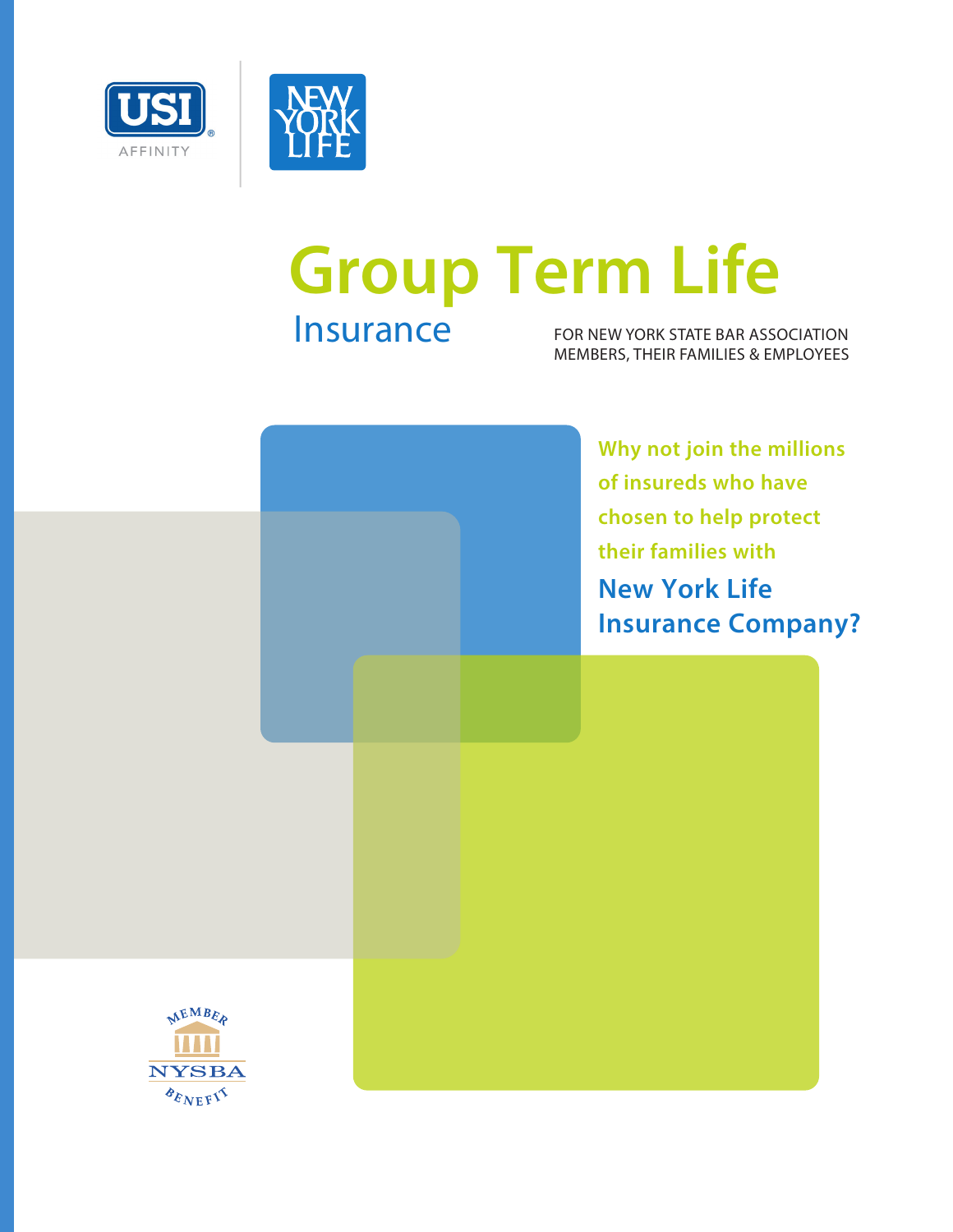USI AFFINITY

NEW YORK LIFE

# Group Term Life Insurance

FOR NEW YORK STATE BAR ASSOCIATION MEMBERS, THEIR FAMILIES & EMPLOYEES

**Why not join the millions of insureds who have chosen to help protect their families with New York Life Insurance Company?**

MEMBER NYSBA BENEFIT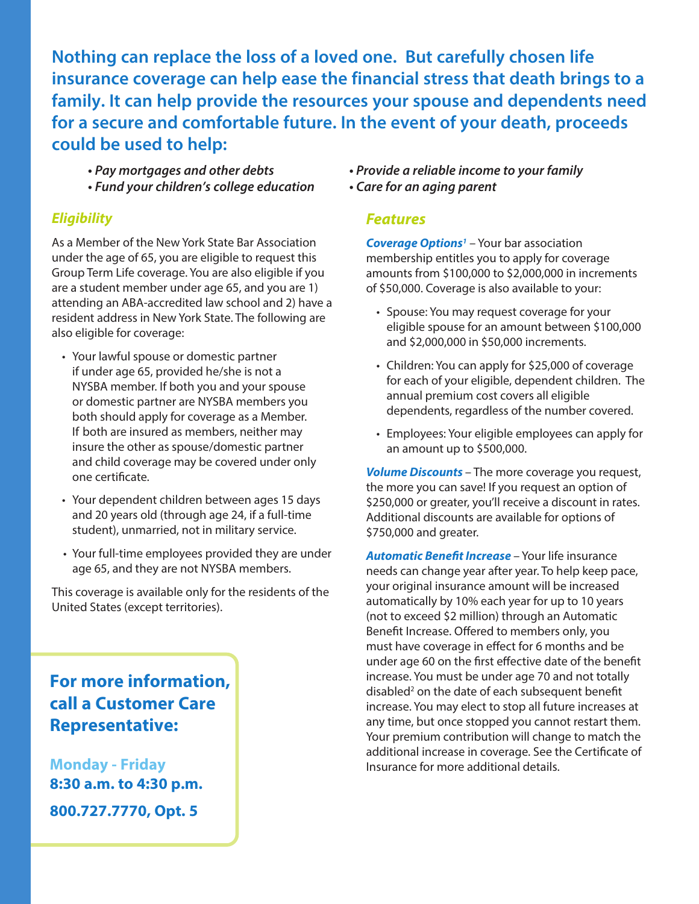**Nothing can replace the loss of a loved one. But carefully chosen life insurance coverage can help ease the financial stress that death brings to a family. It can help provide the resources your spouse and dependents need for a secure and comfortable future. In the event of your death, proceeds could be used to help:**

- ***Pay mortgages and other debts***
- ***Fund your children's college education***
- ***Provide a reliable income to your family***
- ***Care for an aging parent***

## *Eligibility*

As a Member of the New York State Bar Association under the age of 65, you are eligible to request this Group Term Life coverage. You are also eligible if you are a student member under age 65, and you are 1) attending an ABA-accredited law school and 2) have a resident address in New York State. The following are also eligible for coverage:

- Your lawful spouse or domestic partner if under age 65, provided he/she is not a NYSBA member. If both you and your spouse or domestic partner are NYSBA members you both should apply for coverage as a Member. If both are insured as members, neither may insure the other as spouse/domestic partner and child coverage may be covered under only one certificate.
- Your dependent children between ages 15 days and 20 years old (through age 24, if a full-time student), unmarried, not in military service.
- Your full-time employees provided they are under age 65, and they are not NYSBA members.

This coverage is available only for the residents of the United States (except territories).

**For more information, call a Customer Care Representative:**

**Monday - Friday**
**8:30 a.m. to 4:30 p.m.**

**800.727.7770, Opt. 5**

## *Features*

***Coverage Options[1]*** – Your bar association membership entitles you to apply for coverage amounts from $100,000 to $2,000,000 in increments of $50,000. Coverage is also available to your:

- Spouse: You may request coverage for your eligible spouse for an amount between $100,000 and $2,000,000 in $50,000 increments.
- Children: You can apply for $25,000 of coverage for each of your eligible, dependent children. The annual premium cost covers all eligible dependents, regardless of the number covered.
- Employees: Your eligible employees can apply for an amount up to $500,000.

***Volume Discounts*** – The more coverage you request, the more you can save! If you request an option of $250,000 or greater, you'll receive a discount in rates. Additional discounts are available for options of $750,000 and greater.

***Automatic Benefit Increase*** – Your life insurance needs can change year after year. To help keep pace, your original insurance amount will be increased automatically by 10% each year for up to 10 years (not to exceed $2 million) through an Automatic Benefit Increase. Offered to members only, you must have coverage in effect for 6 months and be under age 60 on the first effective date of the benefit increase. You must be under age 70 and not totally disabled[2] on the date of each subsequent benefit increase. You may elect to stop all future increases at any time, but once stopped you cannot restart them. Your premium contribution will change to match the additional increase in coverage. See the Certificate of Insurance for more additional details.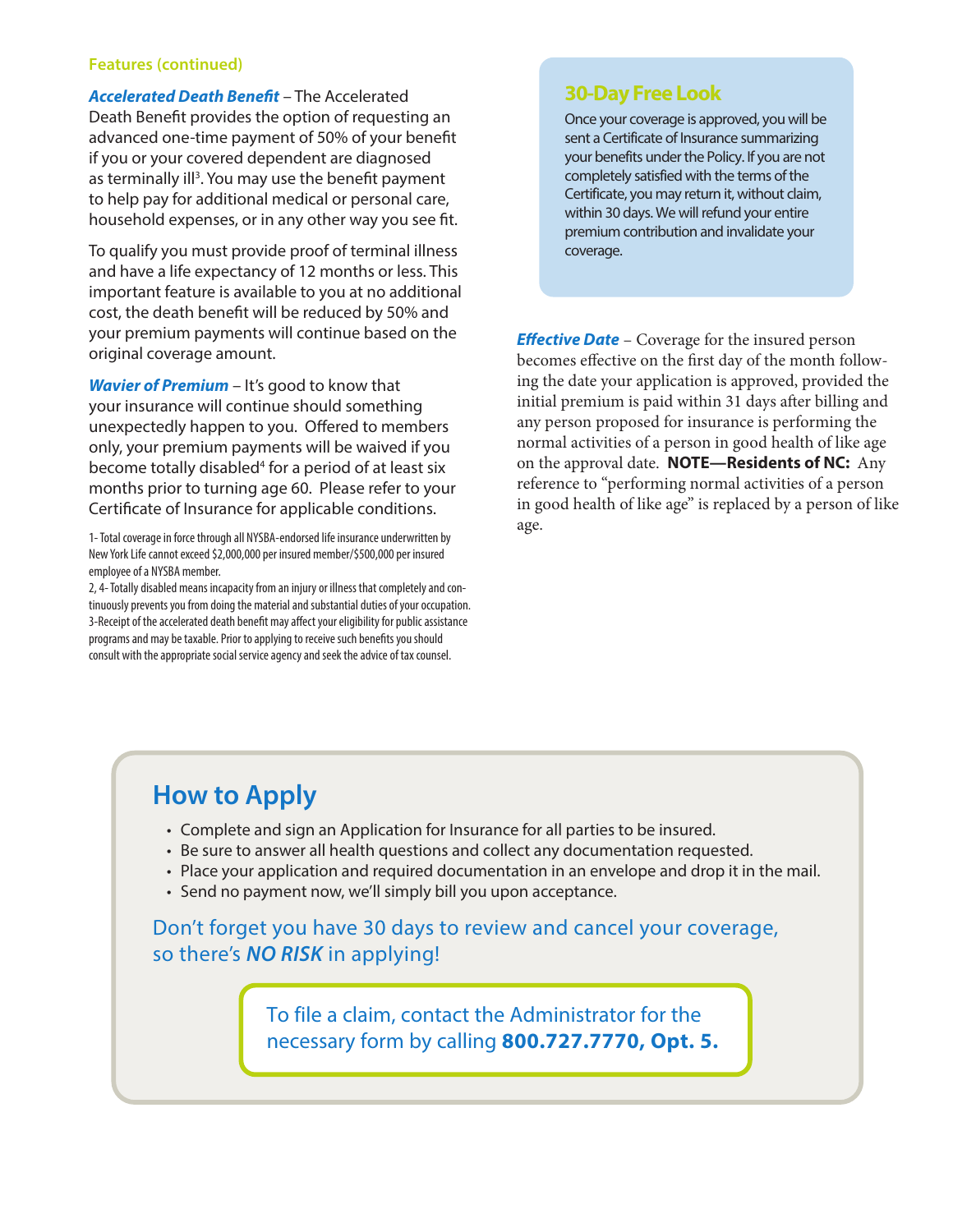### Features (continued)

***Accelerated Death Benefit*** – The Accelerated Death Benefit provides the option of requesting an advanced one-time payment of 50% of your benefit if you or your covered dependent are diagnosed as terminally ill[3]. You may use the benefit payment to help pay for additional medical or personal care, household expenses, or in any other way you see fit.

To qualify you must provide proof of terminal illness and have a life expectancy of 12 months or less. This important feature is available to you at no additional cost, the death benefit will be reduced by 50% and your premium payments will continue based on the original coverage amount.

***Wavier of Premium*** – It's good to know that your insurance will continue should something unexpectedly happen to you. Offered to members only, your premium payments will be waived if you become totally disabled[4] for a period of at least six months prior to turning age 60. Please refer to your Certificate of Insurance for applicable conditions.

1- Total coverage in force through all NYSBA-endorsed life insurance underwritten by New York Life cannot exceed $2,000,000 per insured member/$500,000 per insured employee of a NYSBA member.
2, 4- Totally disabled means incapacity from an injury or illness that completely and continuously prevents you from doing the material and substantial duties of your occupation.
3-Receipt of the accelerated death benefit may affect your eligibility for public assistance programs and may be taxable. Prior to applying to receive such benefits you should consult with the appropriate social service agency and seek the advice of tax counsel.

### 30-Day Free Look

Once your coverage is approved, you will be sent a Certificate of Insurance summarizing your benefits under the Policy. If you are not completely satisfied with the terms of the Certificate, you may return it, without claim, within 30 days. We will refund your entire premium contribution and invalidate your coverage.

***Effective Date*** – Coverage for the insured person becomes effective on the first day of the month following the date your application is approved, provided the initial premium is paid within 31 days after billing and any person proposed for insurance is performing the normal activities of a person in good health of like age on the approval date. **NOTE—Residents of NC:** Any reference to "performing normal activities of a person in good health of like age" is replaced by a person of like age.

## How to Apply

- Complete and sign an Application for Insurance for all parties to be insured.
- Be sure to answer all health questions and collect any documentation requested.
- Place your application and required documentation in an envelope and drop it in the mail.
- Send no payment now, we'll simply bill you upon acceptance.

Don't forget you have 30 days to review and cancel your coverage, so there's ***NO RISK*** in applying!

To file a claim, contact the Administrator for the necessary form by calling **800.727.7770, Opt. 5.**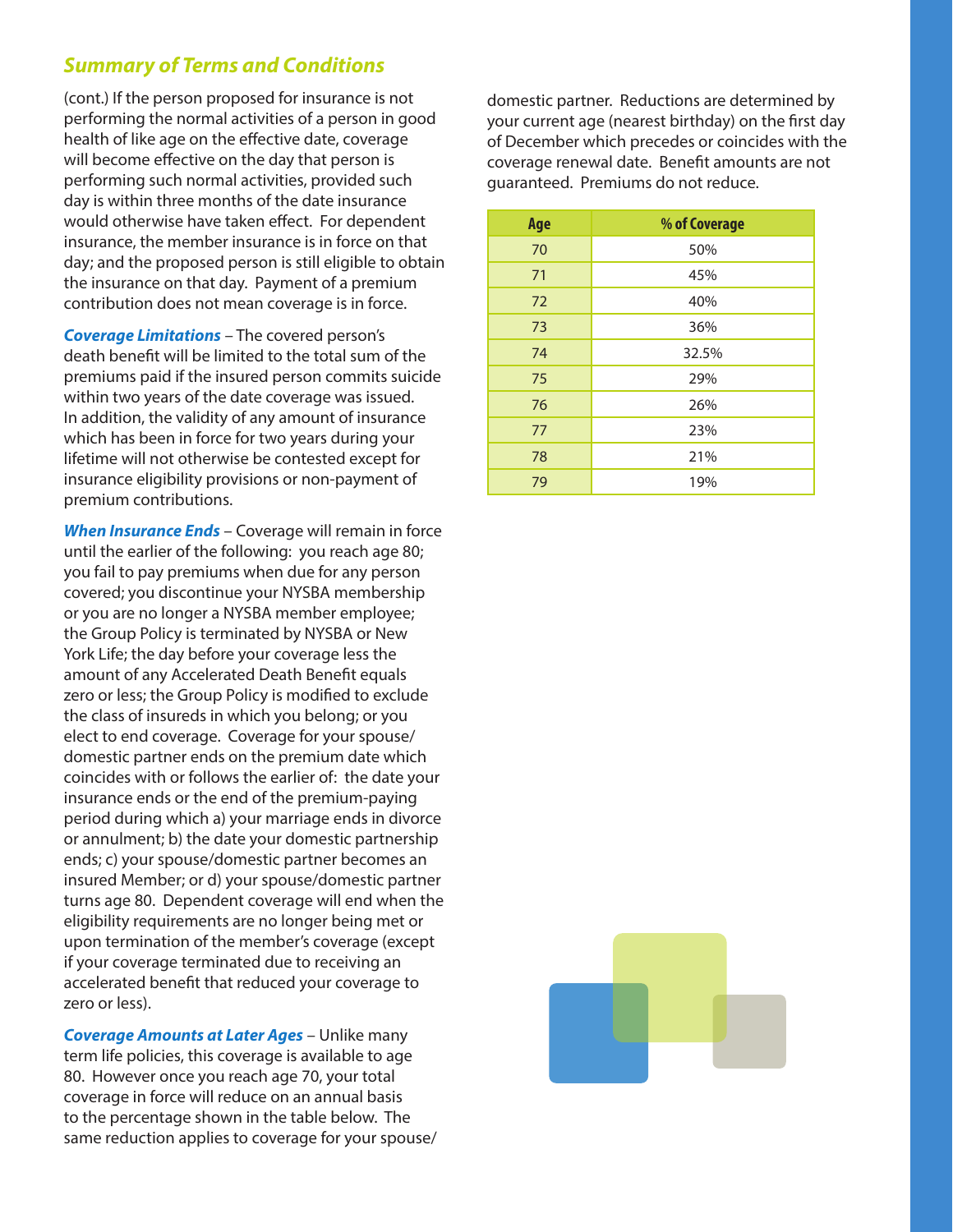## Summary of Terms and Conditions

(cont.) If the person proposed for insurance is not performing the normal activities of a person in good health of like age on the effective date, coverage will become effective on the day that person is performing such normal activities, provided such day is within three months of the date insurance would otherwise have taken effect. For dependent insurance, the member insurance is in force on that day; and the proposed person is still eligible to obtain the insurance on that day. Payment of a premium contribution does not mean coverage is in force.

***Coverage Limitations*** – The covered person's death benefit will be limited to the total sum of the premiums paid if the insured person commits suicide within two years of the date coverage was issued. In addition, the validity of any amount of insurance which has been in force for two years during your lifetime will not otherwise be contested except for insurance eligibility provisions or non-payment of premium contributions.

***When Insurance Ends*** – Coverage will remain in force until the earlier of the following: you reach age 80; you fail to pay premiums when due for any person covered; you discontinue your NYSBA membership or you are no longer a NYSBA member employee; the Group Policy is terminated by NYSBA or New York Life; the day before your coverage less the amount of any Accelerated Death Benefit equals zero or less; the Group Policy is modified to exclude the class of insureds in which you belong; or you elect to end coverage. Coverage for your spouse/domestic partner ends on the premium date which coincides with or follows the earlier of: the date your insurance ends or the end of the premium-paying period during which a) your marriage ends in divorce or annulment; b) the date your domestic partnership ends; c) your spouse/domestic partner becomes an insured Member; or d) your spouse/domestic partner turns age 80. Dependent coverage will end when the eligibility requirements are no longer being met or upon termination of the member's coverage (except if your coverage terminated due to receiving an accelerated benefit that reduced your coverage to zero or less).

***Coverage Amounts at Later Ages*** – Unlike many term life policies, this coverage is available to age 80. However once you reach age 70, your total coverage in force will reduce on an annual basis to the percentage shown in the table below. The same reduction applies to coverage for your spouse/domestic partner. Reductions are determined by your current age (nearest birthday) on the first day of December which precedes or coincides with the coverage renewal date. Benefit amounts are not guaranteed. Premiums do not reduce.

| Age | % of Coverage |
|---|---|
| 70 | 50% |
| 71 | 45% |
| 72 | 40% |
| 73 | 36% |
| 74 | 32.5% |
| 75 | 29% |
| 76 | 26% |
| 77 | 23% |
| 78 | 21% |
| 79 | 19% |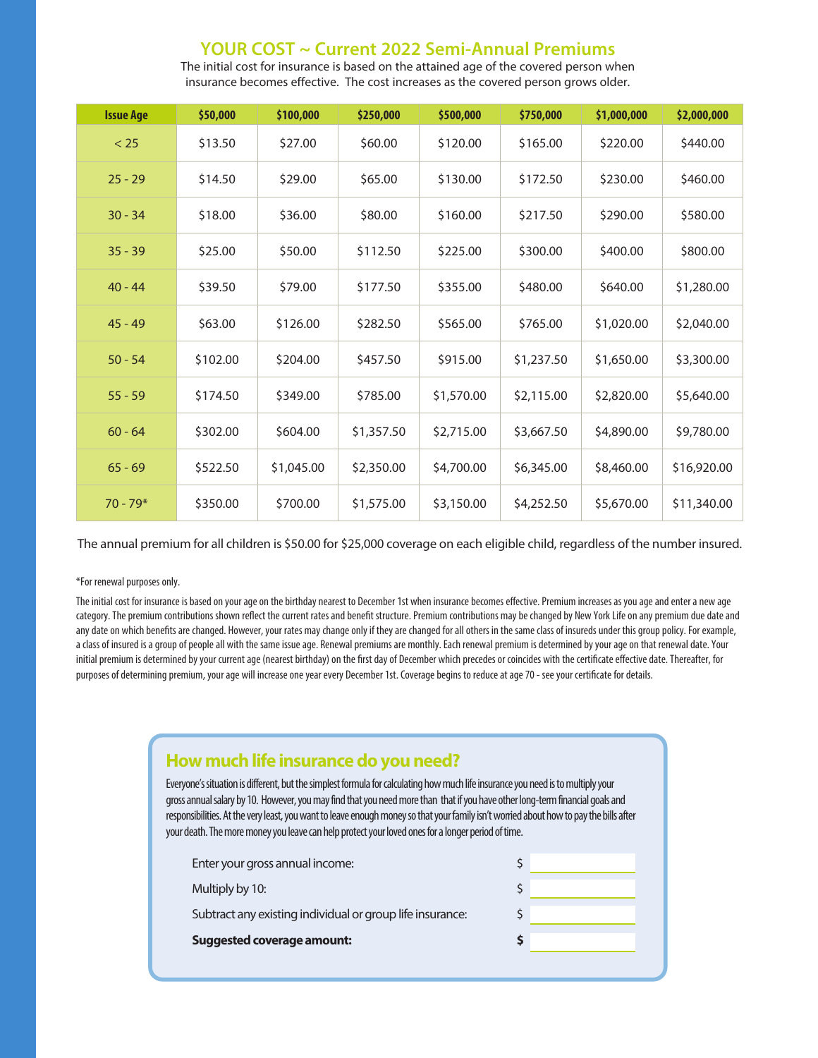## YOUR COST ~ Current 2022 Semi-Annual Premiums

The initial cost for insurance is based on the attained age of the covered person when insurance becomes effective. The cost increases as the covered person grows older.

| Issue Age | $50,000 | $100,000 | $250,000 | $500,000 | $750,000 | $1,000,000 | $2,000,000 |
|---|---|---|---|---|---|---|---|
| < 25 | $13.50 | $27.00 | $60.00 | $120.00 | $165.00 | $220.00 | $440.00 |
| 25 - 29 | $14.50 | $29.00 | $65.00 | $130.00 | $172.50 | $230.00 | $460.00 |
| 30 - 34 | $18.00 | $36.00 | $80.00 | $160.00 | $217.50 | $290.00 | $580.00 |
| 35 - 39 | $25.00 | $50.00 | $112.50 | $225.00 | $300.00 | $400.00 | $800.00 |
| 40 - 44 | $39.50 | $79.00 | $177.50 | $355.00 | $480.00 | $640.00 | $1,280.00 |
| 45 - 49 | $63.00 | $126.00 | $282.50 | $565.00 | $765.00 | $1,020.00 | $2,040.00 |
| 50 - 54 | $102.00 | $204.00 | $457.50 | $915.00 | $1,237.50 | $1,650.00 | $3,300.00 |
| 55 - 59 | $174.50 | $349.00 | $785.00 | $1,570.00 | $2,115.00 | $2,820.00 | $5,640.00 |
| 60 - 64 | $302.00 | $604.00 | $1,357.50 | $2,715.00 | $3,667.50 | $4,890.00 | $9,780.00 |
| 65 - 69 | $522.50 | $1,045.00 | $2,350.00 | $4,700.00 | $6,345.00 | $8,460.00 | $16,920.00 |
| 70 - 79* | $350.00 | $700.00 | $1,575.00 | $3,150.00 | $4,252.50 | $5,670.00 | $11,340.00 |

The annual premium for all children is $50.00 for $25,000 coverage on each eligible child, regardless of the number insured.

*For renewal purposes only.

The initial cost for insurance is based on your age on the birthday nearest to December 1st when insurance becomes effective. Premium increases as you age and enter a new age category. The premium contributions shown reflect the current rates and benefit structure. Premium contributions may be changed by New York Life on any premium due date and any date on which benefits are changed. However, your rates may change only if they are changed for all others in the same class of insureds under this group policy. For example, a class of insured is a group of people all with the same issue age. Renewal premiums are monthly. Each renewal premium is determined by your age on that renewal date. Your initial premium is determined by your current age (nearest birthday) on the first day of December which precedes or coincides with the certificate effective date. Thereafter, for purposes of determining premium, your age will increase one year every December 1st. Coverage begins to reduce at age 70 - see your certificate for details.

## How much life insurance do you need?

Everyone's situation is different, but the simplest formula for calculating how much life insurance you need is to multiply your gross annual salary by 10. However, you may find that you need more than that if you have other long-term financial goals and responsibilities. At the very least, you want to leave enough money so that your family isn't worried about how to pay the bills after your death. The more money you leave can help protect your loved ones for a longer period of time.

Enter your gross annual income: $ ____________

Multiply by 10: $ ____________

Subtract any existing individual or group life insurance: $ ____________

**Suggested coverage amount:** **$** ____________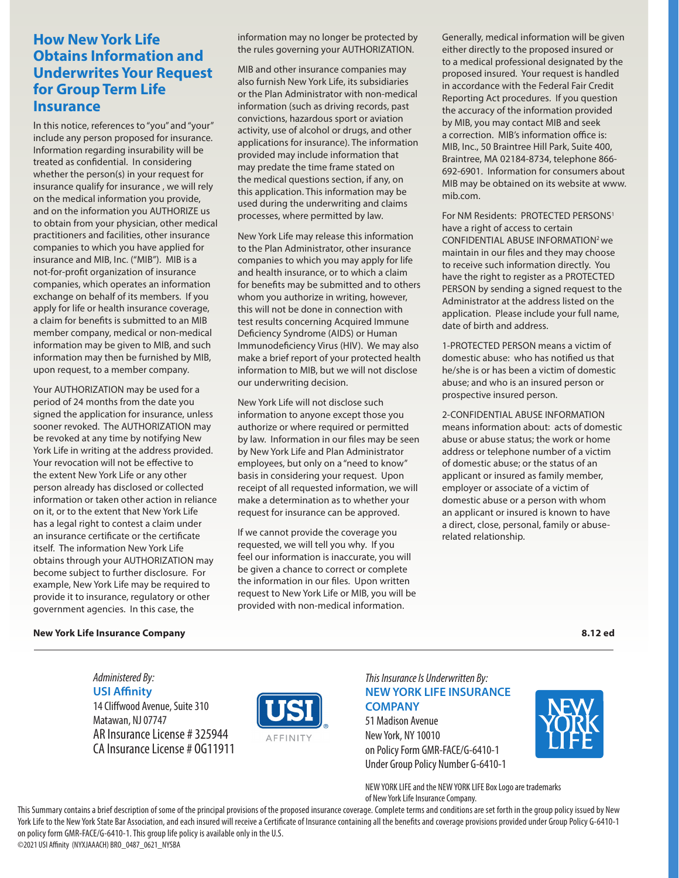## How New York Life Obtains Information and Underwrites Your Request for Group Term Life Insurance

In this notice, references to "you" and "your" include any person proposed for insurance. Information regarding insurability will be treated as confidential. In considering whether the person(s) in your request for insurance qualify for insurance , we will rely on the medical information you provide, and on the information you AUTHORIZE us to obtain from your physician, other medical practitioners and facilities, other insurance companies to which you have applied for insurance and MIB, Inc. ("MIB"). MIB is a not-for-profit organization of insurance companies, which operates an information exchange on behalf of its members. If you apply for life or health insurance coverage, a claim for benefits is submitted to an MIB member company, medical or non-medical information may be given to MIB, and such information may then be furnished by MIB, upon request, to a member company.

Your AUTHORIZATION may be used for a period of 24 months from the date you signed the application for insurance, unless sooner revoked. The AUTHORIZATION may be revoked at any time by notifying New York Life in writing at the address provided. Your revocation will not be effective to the extent New York or any other person already has disclosed or collected information or taken other action in reliance on it, or to the extent that New York Life has a legal right to contest a claim under an insurance certificate or the certificate itself. The information New York Life obtains through your AUTHORIZATION may become subject to further disclosure. For example, New York Life may be required to provide it to insurance, regulatory or other government agencies. In this case, the information may no longer be protected by the rules governing your AUTHORIZATION.

MIB and other insurance companies may also furnish New York Life, its subsidiaries or the Plan Administrator with non-medical information (such as driving records, past convictions, hazardous sport or aviation activity, use of alcohol or drugs, and other applications for insurance). The information provided may include information that may predate the time frame stated on the medical questions section, if any, on this application. This information may be used during the underwriting and claims processes, where permitted by law.

New York Life may release this information to the Plan Administrator, other insurance companies to which you may apply for life and health insurance, or to which a claim for benefits may be submitted and to others whom you authorize in writing, however, this will not be done in connection with test results concerning Acquired Immune Deficiency Syndrome (AIDS) or Human Immunodeficiency Virus (HIV). We may also make a brief report of your protected health information to MIB, but we will not disclose our underwriting decision.

New York Life will not disclose such information to anyone except those you authorize or where required or permitted by law. Information in our files may be seen by New York Life and Plan Administrator employees, but only on a "need to know" basis in considering your request. Upon receipt of all requested information, we will make a determination as to whether your request for insurance can be approved.

If we cannot provide the coverage you requested, we will tell you why. If you feel our information is inaccurate, you will be given a chance to correct or complete the information in our files. Upon written request to New York Life or MIB, you will be provided with non-medical information.

Generally, medical information will be given either directly to the proposed insured or to a medical professional designated by the proposed insured. Your request is handled in accordance with the Federal Fair Credit Reporting Act procedures. If you question the accuracy of the information provided by MIB, you may contact MIB and seek a correction. MIB's information office is: MIB, Inc., 50 Braintree Hill Park, Suite 400, Braintree, MA 02184-8734, telephone 866-692-6901. Information for consumers about MIB may be obtained on its website at www.mib.com.

For NM Residents: PROTECTED PERSONS[1] have a right of access to certain CONFIDENTIAL ABUSE INFORMATION[2] we maintain in our files and they may choose to receive such information directly. You have the right to register as a PROTECTED PERSON by sending a signed request to the Administrator at the address listed on the application. Please include your full name, date of birth and address.

1-PROTECTED PERSON means a victim of domestic abuse: who has notified us that he/she is or has been a victim of domestic abuse; and who is an insured person or prospective insured person.

2-CONFIDENTIAL ABUSE INFORMATION means information about: acts of domestic abuse or abuse status; the work or home address or telephone number of a victim of domestic abuse; or the status of an applicant or insured as family member, employer or associate of a victim of domestic abuse or a person with whom an applicant or insured is known to have a direct, close, personal, family or abuse-related relationship.

**New York Life Insurance Company** **8.12 ed**

---

*Administered By:*
**USI Affinity**
14 Cliffwood Avenue, Suite 310
Matawan, NJ 07747
AR Insurance License # 325944
CA Insurance License # 0G11911

*This Insurance Is Underwritten By:*
**NEW YORK LIFE INSURANCE COMPANY**
51 Madison Avenue
New York, NY 10010
on Policy Form GMR-FACE/G-6410-1
Under Group Policy Number G-6410-1

NEW YORK LIFE and the NEW YORK LIFE Box Logo are trademarks of New York Life Insurance Company.

This Summary contains a brief description of some of the principal provisions of the proposed insurance coverage. Complete terms and conditions are set forth in the group policy issued by New York Life to the New York State Bar Association, and each insured will receive a Certificate of Insurance containing all the benefits and coverage provisions provided under Group Policy G-6410-1 on policy form GMR-FACE/G-6410-1. This group life policy is available only in the U.S.

©2021 USI Affinity (NYXJAAACH) BRO_0487_0621_NYSBA